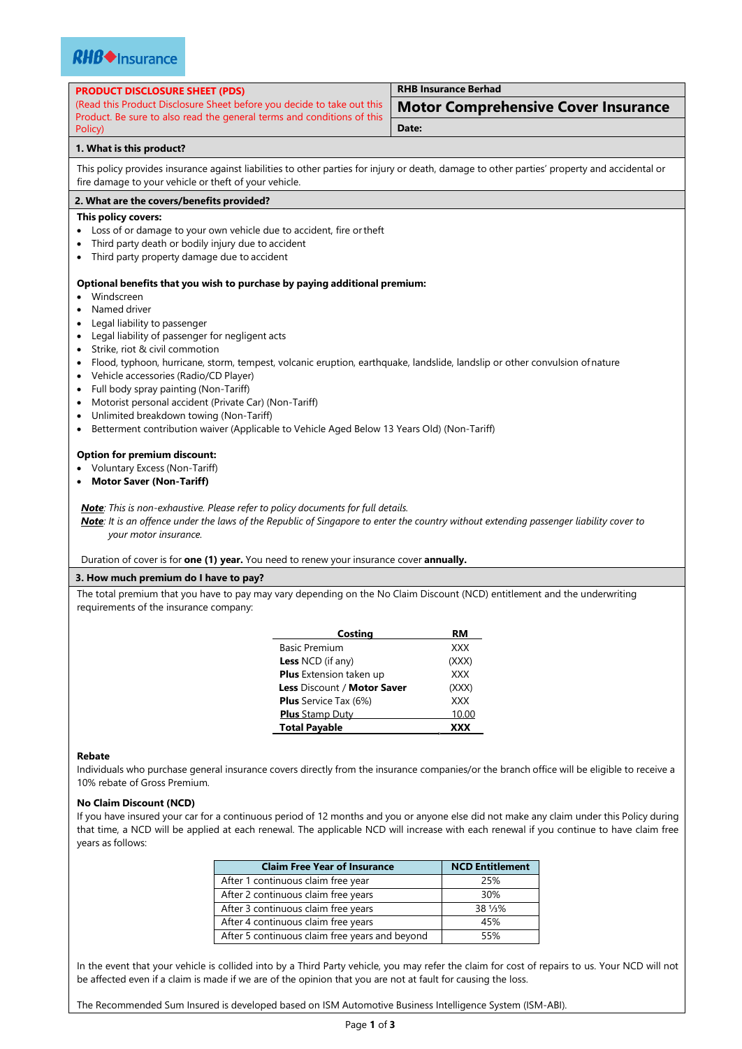RHB Insurance

| **PRODUCT DISCLOSURE SHEET (PDS)** (Read this Product Disclosure Sheet before you decide to take out this Product. Be sure to also read the general terms and conditions of this Policy) | **RHB Insurance Berhad** |
|---|---|
| | **Motor Comprehensive Cover Insurance** |
| | **Date:** |

## 1. What is this product?

This policy provides insurance against liabilities to other parties for injury or death, damage to other parties' property and accidental or fire damage to your vehicle or theft of your vehicle.

## 2. What are the covers/benefits provided?

**This policy covers:**

- Loss of or damage to your own vehicle due to accident, fire or theft
- Third party death or bodily injury due to accident
- Third party property damage due to accident

**Optional benefits that you wish to purchase by paying additional premium:**

- Windscreen
- Named driver
- Legal liability to passenger
- Legal liability of passenger for negligent acts
- Strike, riot & civil commotion
- Flood, typhoon, hurricane, storm, tempest, volcanic eruption, earthquake, landslide, landslip or other convulsion of nature
- Vehicle accessories (Radio/CD Player)
- Full body spray painting (Non-Tariff)
- Motorist personal accident (Private Car) (Non-Tariff)
- Unlimited breakdown towing (Non-Tariff)
- Betterment contribution waiver (Applicable to Vehicle Aged Below 13 Years Old) (Non-Tariff)

**Option for premium discount:**

- Voluntary Excess (Non-Tariff)
- **Motor Saver (Non-Tariff)**

***Note**: This is non-exhaustive. Please refer to policy documents for full details.*

***Note**: It is an offence under the laws of the Republic of Singapore to enter the country without extending passenger liability cover to your motor insurance.*

Duration of cover is for **one (1) year.** You need to renew your insurance cover **annually.**

## 3. How much premium do I have to pay?

The total premium that you have to pay may vary depending on the No Claim Discount (NCD) entitlement and the underwriting requirements of the insurance company:

| Costing | RM |
|---|---|
| Basic Premium | XXX |
| **Less** NCD (if any) | (XXX) |
| **Plus** Extension taken up | XXX |
| **Less** Discount / **Motor Saver** | (XXX) |
| **Plus** Service Tax (6%) | XXX |
| **Plus** Stamp Duty | 10.00 |
| **Total Payable** | **XXX** |

**Rebate**

Individuals who purchase general insurance covers directly from the insurance companies/or the branch office will be eligible to receive a 10% rebate of Gross Premium.

**No Claim Discount (NCD)**

If you have insured your car for a continuous period of 12 months and you or anyone else did not make any claim under this Policy during that time, a NCD will be applied at each renewal. The applicable NCD will increase with each renewal if you continue to have claim free years as follows:

| Claim Free Year of Insurance | NCD Entitlement |
|---|---|
| After 1 continuous claim free year | 25% |
| After 2 continuous claim free years | 30% |
| After 3 continuous claim free years | 38 ⅓% |
| After 4 continuous claim free years | 45% |
| After 5 continuous claim free years and beyond | 55% |

In the event that your vehicle is collided into by a Third Party vehicle, you may refer the claim for cost of repairs to us. Your NCD will not be affected even if a claim is made if we are of the opinion that you are not at fault for causing the loss.

The Recommended Sum Insured is developed based on ISM Automotive Business Intelligence System (ISM-ABI).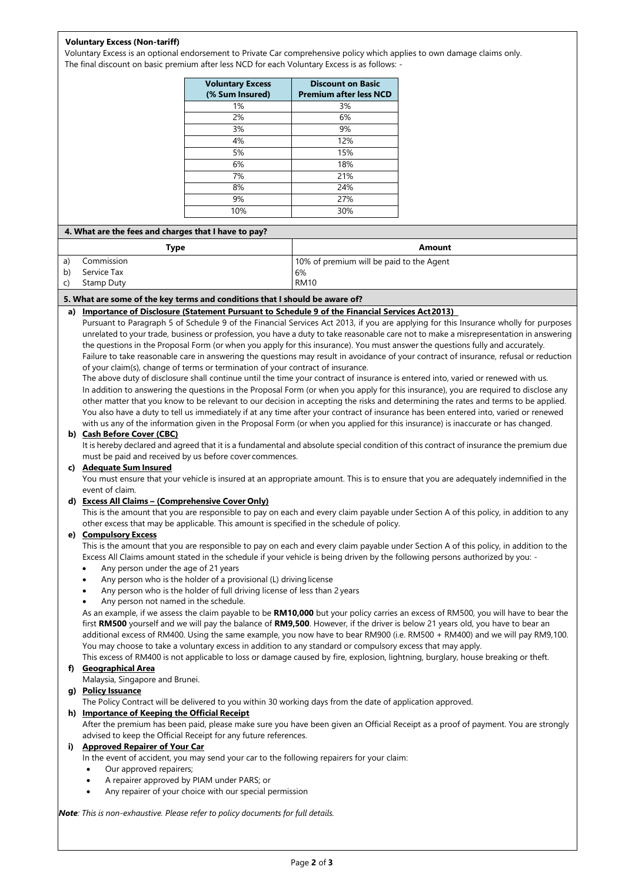**Voluntary Excess (Non-tariff)**

Voluntary Excess is an optional endorsement to Private Car comprehensive policy which applies to own damage claims only.
The final discount on basic premium after less NCD for each Voluntary Excess is as follows: -

| Voluntary Excess (% Sum Insured) | Discount on Basic Premium after less NCD |
|---|---|
| 1% | 3% |
| 2% | 6% |
| 3% | 9% |
| 4% | 12% |
| 5% | 15% |
| 6% | 18% |
| 7% | 21% |
| 8% | 24% |
| 9% | 27% |
| 10% | 30% |

**4. What are the fees and charges that I have to pay?**

| Type | Amount |
|---|---|
| a) Commission | 10% of premium will be paid to the Agent |
| b) Service Tax | 6% |
| c) Stamp Duty | RM10 |

**5. What are some of the key terms and conditions that I should be aware of?**

**a) Importance of Disclosure (Statement Pursuant to Schedule 9 of the Financial Services Act 2013)**

Pursuant to Paragraph 5 of Schedule 9 of the Financial Services Act 2013, if you are applying for this Insurance wholly for purposes unrelated to your trade, business or profession, you have a duty to take reasonable care not to make a misrepresentation in answering the questions in the Proposal Form (or when you apply for this insurance). You must answer the questions fully and accurately. Failure to take reasonable care in answering the questions may result in avoidance of your contract of insurance, refusal or reduction of your claim(s), change of terms or termination of your contract of insurance.

The above duty of disclosure shall continue until the time your contract of insurance is entered into, varied or renewed with us. In addition to answering the questions in the Proposal Form (or when you apply for this insurance), you are required to disclose any other matter that you know to be relevant to our decision in accepting the risks and determining the rates and terms to be applied. You also have a duty to tell us immediately if at any time after your contract of insurance has been entered into, varied or renewed with us any of the information given in the Proposal Form (or when you applied for this insurance) is inaccurate or has changed.

**b) Cash Before Cover (CBC)**

It is hereby declared and agreed that it is a fundamental and absolute special condition of this contract of insurance the premium due must be paid and received by us before cover commences.

**c) Adequate Sum Insured**

You must ensure that your vehicle is insured at an appropriate amount. This is to ensure that you are adequately indemnified in the event of claim.

**d) Excess All Claims – (Comprehensive Cover Only)**

This is the amount that you are responsible to pay on each and every claim payable under Section A of this policy, in addition to any other excess that may be applicable. This amount is specified in the schedule of policy.

**e) Compulsory Excess**

This is the amount that you are responsible to pay on each and every claim payable under Section A of this policy, in addition to the Excess All Claims amount stated in the schedule if your vehicle is being driven by the following persons authorized by you: -

- Any person under the age of 21 years
- Any person who is the holder of a provisional (L) driving license
- Any person who is the holder of full driving license of less than 2 years
- Any person not named in the schedule.

As an example, if we assess the claim payable to be **RM10,000** but your policy carries an excess of RM500, you will have to bear the first **RM500** yourself and we will pay the balance of **RM9,500**. However, if the driver is below 21 years old, you have to bear an additional excess of RM400. Using the same example, you now have to bear RM900 (i.e. RM500 + RM400) and we will pay RM9,100. You may choose to take a voluntary excess in addition to any standard or compulsory excess that may apply.

This excess of RM400 is not applicable to loss or damage caused by fire, explosion, lightning, burglary, house breaking or theft.

**f) Geographical Area**

Malaysia, Singapore and Brunei.

**g) Policy Issuance**

The Policy Contract will be delivered to you within 30 working days from the date of application approved.

**h) Importance of Keeping the Official Receipt**

After the premium has been paid, please make sure you have been given an Official Receipt as a proof of payment. You are strongly advised to keep the Official Receipt for any future references.

**i) Approved Repairer of Your Car**

In the event of accident, you may send your car to the following repairers for your claim:

- Our approved repairers;
- A repairer approved by PIAM under PARS; or
- Any repairer of your choice with our special permission

***Note**: This is non-exhaustive. Please refer to policy documents for full details.*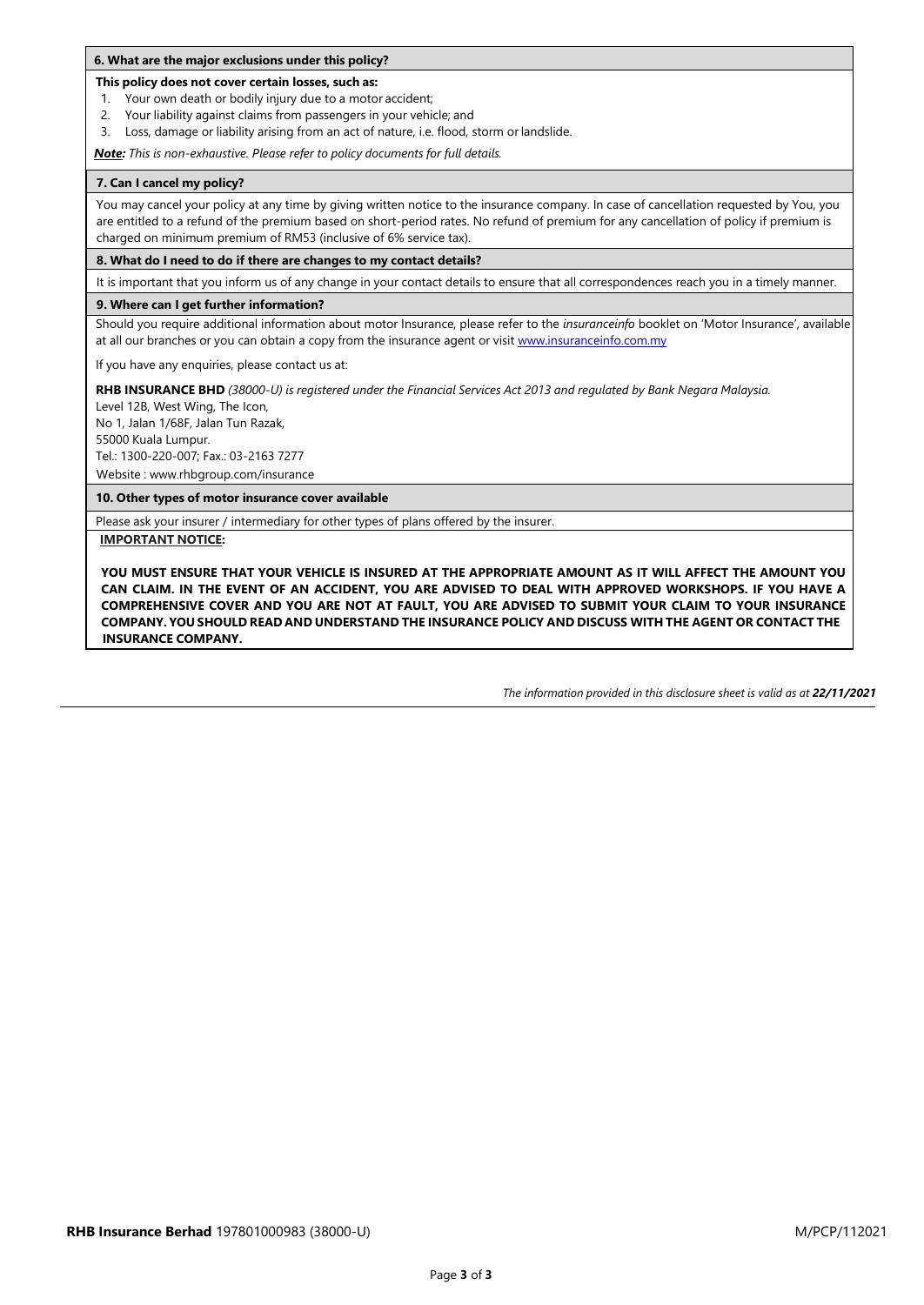### 6. What are the major exclusions under this policy?

**This policy does not cover certain losses, such as:**

1. Your own death or bodily injury due to a motor accident;
2. Your liability against claims from passengers in your vehicle; and
3. Loss, damage or liability arising from an act of nature, i.e. flood, storm or landslide.

***Note:*** *This is non-exhaustive. Please refer to policy documents for full details.*

### 7. Can I cancel my policy?

You may cancel your policy at any time by giving written notice to the insurance company. In case of cancellation requested by You, you are entitled to a refund of the premium based on short-period rates. No refund of premium for any cancellation of policy if premium is charged on minimum premium of RM53 (inclusive of 6% service tax).

### 8. What do I need to do if there are changes to my contact details?

It is important that you inform us of any change in your contact details to ensure that all correspondences reach you in a timely manner.

### 9. Where can I get further information?

Should you require additional information about motor Insurance, please refer to the *insuranceinfo* booklet on 'Motor Insurance', available at all our branches or you can obtain a copy from the insurance agent or visit www.insuranceinfo.com.my

If you have any enquiries, please contact us at:

**RHB INSURANCE BHD** *(38000-U) is registered under the Financial Services Act 2013 and regulated by Bank Negara Malaysia.*
Level 12B, West Wing, The Icon,
No 1, Jalan 1/68F, Jalan Tun Razak,
55000 Kuala Lumpur.
Tel.: 1300-220-007; Fax.: 03-2163 7277
Website : www.rhbgroup.com/insurance

### 10. Other types of motor insurance cover available

Please ask your insurer / intermediary for other types of plans offered by the insurer.

**IMPORTANT NOTICE:**

**YOU MUST ENSURE THAT YOUR VEHICLE IS INSURED AT THE APPROPRIATE AMOUNT AS IT WILL AFFECT THE AMOUNT YOU CAN CLAIM. IN THE EVENT OF AN ACCIDENT, YOU ARE ADVISED TO DEAL WITH APPROVED WORKSHOPS. IF YOU HAVE A COMPREHENSIVE COVER AND YOU ARE NOT AT FAULT, YOU ARE ADVISED TO SUBMIT YOUR CLAIM TO YOUR INSURANCE COMPANY. YOU SHOULD READ AND UNDERSTAND THE INSURANCE POLICY AND DISCUSS WITH THE AGENT OR CONTACT THE INSURANCE COMPANY.**

*The information provided in this disclosure sheet is valid as at **22/11/2021***

**RHB Insurance Berhad** 197801000983 (38000-U) M/PCP/112021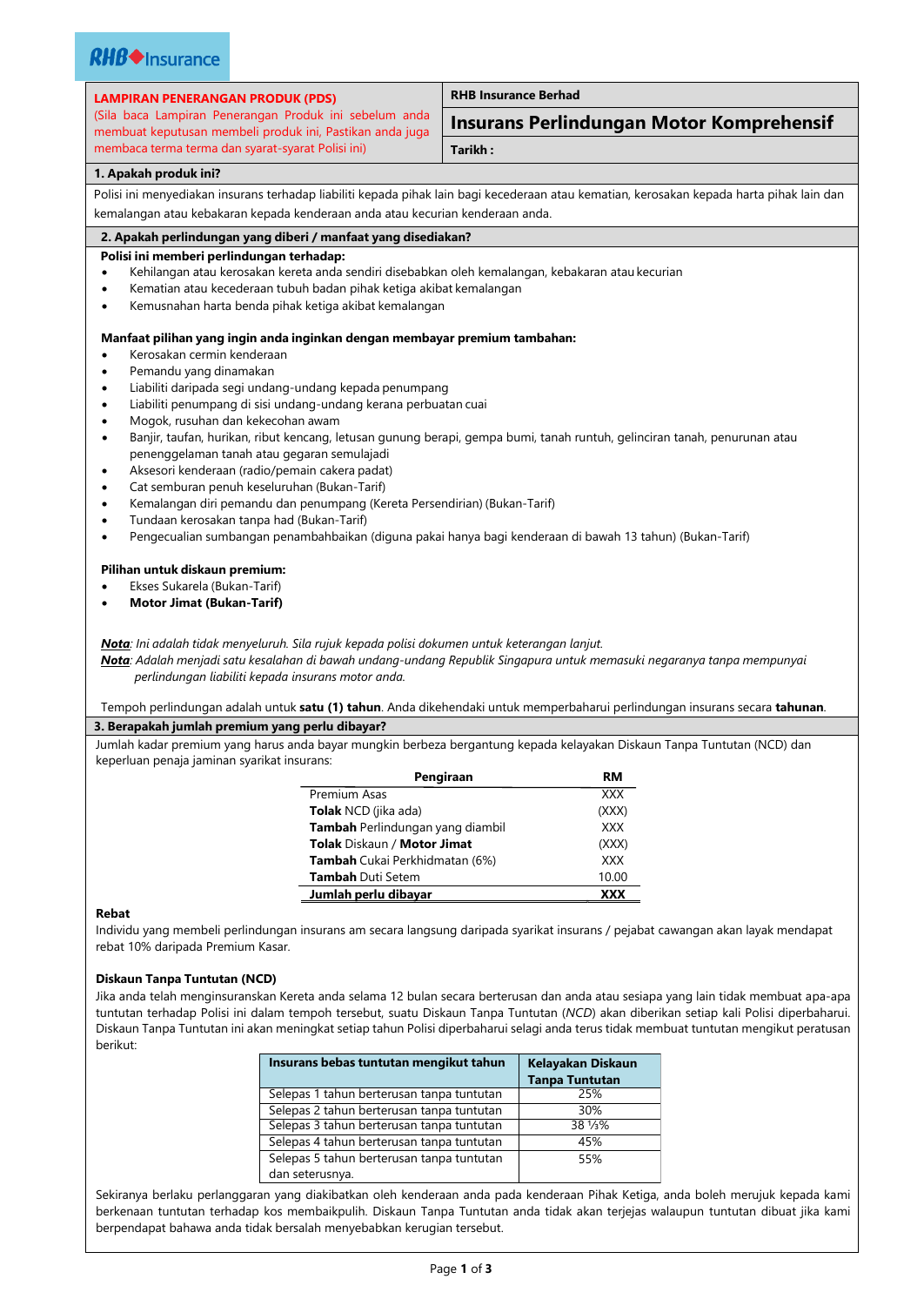**RHB Insurance**

| **LAMPIRAN PENERANGAN PRODUK (PDS)** (Sila baca Lampiran Penerangan Produk ini sebelum anda membuat keputusan membeli produk ini, Pastikan anda juga membaca terma terma dan syarat-syarat Polisi ini) | **RHB Insurance Berhad** **Insurans Perlindungan Motor Komprehensif** **Tarikh :** |
|---|---|

## 1. Apakah produk ini?

Polisi ini menyediakan insurans terhadap liabiliti kepada pihak lain bagi kecederaan atau kematian, kerosakan kepada harta pihak lain dan kemalangan atau kebakaran kepada kenderaan anda atau kecurian kenderaan anda.

## 2. Apakah perlindungan yang diberi / manfaat yang disediakan?

**Polisi ini memberi perlindungan terhadap:**

- Kehilangan atau kerosakan kereta anda sendiri disebabkan oleh kemalangan, kebakaran atau kecurian
- Kematian atau kecederaan tubuh badan pihak ketiga akibat kemalangan
- Kemusnahan harta benda pihak ketiga akibat kemalangan

**Manfaat pilihan yang ingin anda inginkan dengan membayar premium tambahan:**

- Kerosakan cermin kenderaan
- Pemandu yang dinamakan
- Liabiliti daripada segi undang-undang kepada penumpang
- Liabiliti penumpang di sisi undang-undang kerana perbuatan cuai
- Mogok, rusuhan dan kekecohan awam
- Banjir, taufan, hurikan, ribut kencang, letusan gunung berapi, gempa bumi, tanah runtuh, gelinciran tanah, penurunan atau penenggelaman tanah atau gegaran semulajadi
- Aksesori kenderaan (radio/pemain cakera padat)
- Cat semburan penuh keseluruhan (Bukan-Tarif)
- Kemalangan diri pemandu dan penumpang (Kereta Persendirian) (Bukan-Tarif)
- Tundaan kerosakan tanpa had (Bukan-Tarif)
- Pengecualian sumbangan penambahbaikan (diguna pakai hanya bagi kenderaan di bawah 13 tahun) (Bukan-Tarif)

**Pilihan untuk diskaun premium:**

- Ekses Sukarela (Bukan-Tarif)
- **Motor Jimat (Bukan-Tarif)**

***Nota***: *Ini adalah tidak menyeluruh. Sila rujuk kepada polisi dokumen untuk keterangan lanjut.*
***Nota***: *Adalah menjadi satu kesalahan di bawah undang-undang Republik Singapura untuk memasuki negaranya tanpa mempunyai perlindungan liabiliti kepada insurans motor anda.*

Tempoh perlindungan adalah untuk **satu (1) tahun**. Anda dikehendaki untuk memperbaharui perlindungan insurans secara **tahunan**.

## 3. Berapakah jumlah premium yang perlu dibayar?

Jumlah kadar premium yang harus anda bayar mungkin berbeza bergantung kepada kelayakan Diskaun Tanpa Tuntutan (NCD) dan keperluan penaja jaminan syarikat insurans:

| Pengiraan | RM |
|---|---|
| Premium Asas | XXX |
| **Tolak** NCD (jika ada) | (XXX) |
| **Tambah** Perlindungan yang diambil | XXX |
| **Tolak** Diskaun / **Motor Jimat** | (XXX) |
| **Tambah** Cukai Perkhidmatan (6%) | XXX |
| **Tambah** Duti Setem | 10.00 |
| **Jumlah perlu dibayar** | **XXX** |

**Rebat**

Individu yang membeli perlindungan insurans am secara langsung daripada syarikat insurans / pejabat cawangan akan layak mendapat rebat 10% daripada Premium Kasar.

**Diskaun Tanpa Tuntutan (NCD)**

Jika anda telah menginsuranskan Kereta anda selama 12 bulan secara berterusan dan anda atau sesiapa yang lain tidak membuat apa-apa tuntutan terhadap Polisi ini dalam tempoh tersebut, suatu Diskaun Tanpa Tuntutan (*NCD*) akan diberikan setiap kali Polisi diperbaharui. Diskaun Tanpa Tuntutan ini akan meningkat setiap tahun Polisi diperbaharui selagi anda terus tidak membuat tuntutan mengikut peraturan berikut:

| Insurans bebas tuntutan mengikut tahun | Kelayakan Diskaun Tanpa Tuntutan |
|---|---|
| Selepas 1 tahun berterusan tanpa tuntutan | 25% |
| Selepas 2 tahun berterusan tanpa tuntutan | 30% |
| Selepas 3 tahun berterusan tanpa tuntutan | 38 ⅓% |
| Selepas 4 tahun berterusan tanpa tuntutan | 45% |
| Selepas 5 tahun berterusan tanpa tuntutan dan seterusnya. | 55% |

Sekiranya berlaku perlanggaran yang diakibatkan oleh kenderaan anda pada kenderaan Pihak Ketiga, anda boleh merujuk kepada kami berkenaan tuntutan terhadap kos membaikpulih. Diskaun Tanpa Tuntutan anda tidak akan terjejas walaupun tuntutan dibuat jika kami berpendapat bahawa anda tidak bersalah menyebabkan kerugian tersebut.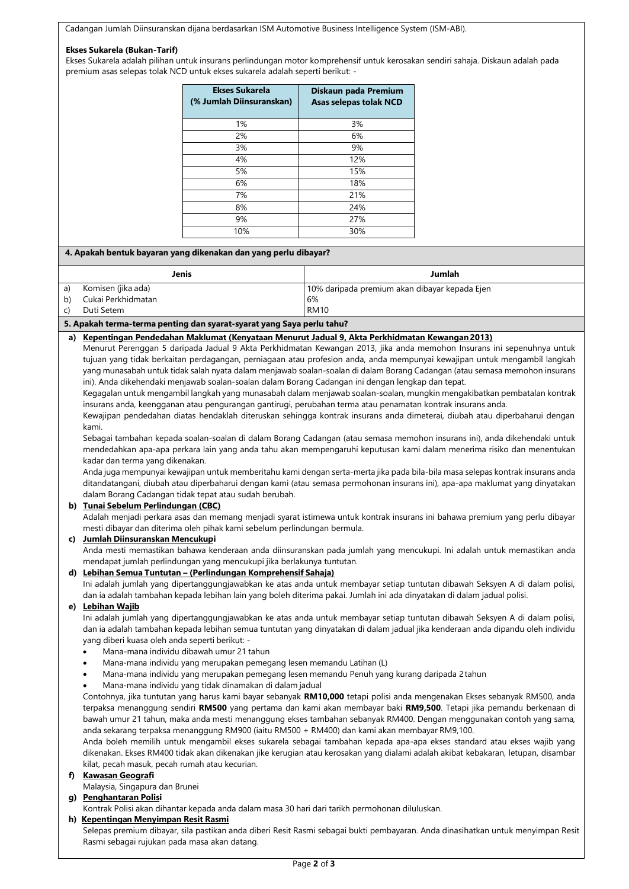Cadangan Jumlah Diinsuranskan dijana berdasarkan ISM Automotive Business Intelligence System (ISM-ABI).

**Ekses Sukarela (Bukan-Tarif)**

Ekses Sukarela adalah pilihan untuk insurans perlindungan motor komprehensif untuk kerosakan sendiri sahaja. Diskaun adalah pada premium asas selepas tolak NCD untuk ekses sukarela adalah seperti berikut: -

| Ekses Sukarela (% Jumlah Diinsuranskan) | Diskaun pada Premium Asas selepas tolak NCD |
|---|---|
| 1% | 3% |
| 2% | 6% |
| 3% | 9% |
| 4% | 12% |
| 5% | 15% |
| 6% | 18% |
| 7% | 21% |
| 8% | 24% |
| 9% | 27% |
| 10% | 30% |

## 4. Apakah bentuk bayaran yang dikenakan dan yang perlu dibayar?

| Jenis | Jumlah |
|---|---|
| a) Komisen (jika ada) | 10% daripada premium akan dibayar kepada Ejen |
| b) Cukai Perkhidmatan | 6% |
| c) Duti Setem | RM10 |

## 5. Apakah terma-terma penting dan syarat-syarat yang Saya perlu tahu?

**a) Kepentingan Pendedahan Maklumat (Kenyataan Menurut Jadual 9, Akta Perkhidmatan Kewangan 2013)**

Menurut Perenggan 5 daripada Jadual 9 Akta Perkhidmatan Kewangan 2013, jika anda memohon Insurans ini sepenuhnya untuk tujuan yang tidak berkaitan perdagangan, perniagaan atau profesion anda, anda mempunyai kewajipan untuk mengambil langkah yang munasabah untuk tidak salah nyata dalam menjawab soalan-soalan di dalam Borang Cadangan (atau semasa memohon insurans ini). Anda dikehendaki menjawab soalan-soalan dalam Borang Cadangan ini dengan lengkap dan tepat.

Kegagalan untuk mengambil langkah yang munasabah dalam menjawab soalan-soalan, mungkin mengakibatkan pembatalan kontrak insurans anda, keengganan atau pengurangan gantirugi, perubahan terma atau penamatan kontrak insurans anda.

Kewajipan pendedahan diatas hendaklah diteruskan sehingga kontrak insurans anda dimeterai, diubah atau diperbaharui dengan kami.

Sebagai tambahan kepada soalan-soalan di dalam Borang Cadangan (atau semasa memohon insurans ini), anda dikehendaki untuk mendedahkan apa-apa perkara lain yang anda tahu akan mempengaruhi keputusan kami dalam menerima risiko dan menentukan kadar dan terma yang dikenakan.

Anda juga mempunyai kewajipan untuk memberitahu kami dengan serta-merta jika pada bila-bila masa selepas kontrak insurans anda ditandatangani, diubah atau diperbaharui dengan kami (atau semasa permohonan insurans ini), apa-apa maklumat yang dinyatakan dalam Borang Cadangan tidak tepat atau sudah berubah.

**b) Tunai Sebelum Perlindungan (CBC)**

Adalah menjadi perkara asas dan memang menjadi syarat istimewa untuk kontrak insurans ini bahawa premium yang perlu dibayar mesti dibayar dan diterima oleh pihak kami sebelum perlindungan bermula.

**c) Jumlah Diinsuranskan Mencukupi**

Anda mesti memastikan bahawa kenderaan anda diinsuranskan pada jumlah yang mencukupi. Ini adalah untuk memastikan anda mendapat jumlah perlindungan yang mencukupi jika berlakunya tuntutan.

**d) Lebihan Semua Tuntutan – (Perlindungan Komprehensif Sahaja)**

Ini adalah jumlah yang dipertanggungjawabkan ke atas anda untuk membayar setiap tuntutan dibawah Seksyen A di dalam polisi, dan ia adalah tambahan kepada lebihan lain yang boleh diterima pakai. Jumlah ini ada dinyatakan di dalam jadual polisi.

**e) Lebihan Wajib**

Ini adalah jumlah yang dipertanggungjawabkan ke atas anda untuk membayar setiap tuntutan dibawah Seksyen A di dalam polisi, dan ia adalah tambahan kepada lebihan semua tuntutan yang dinyatakan di dalam jadual jika kenderaan anda dipandu oleh individu yang diberi kuasa oleh anda seperti berikut: -

- Mana-mana individu dibawah umur 21 tahun
- Mana-mana individu yang merupakan pemegang lesen memandu Latihan (L)
- Mana-mana individu yang merupakan pemegang lesen memandu Penuh yang kurang daripada 2 tahun
- Mana-mana individu yang tidak dinamakan di dalam jadual

Contohnya, jika tuntutan yang harus kami bayar sebanyak **RM10,000** tetapi polisi anda mengenakan Ekses sebanyak RM500, anda terpaksa menanggung sendiri **RM500** yang pertama dan kami akan membayar baki **RM9,500**. Tetapi jika pemandu berkenaan di bawah umur 21 tahun, maka anda mesti menanggung ekses tambahan sebanyak RM400. Dengan menggunakan contoh yang sama, anda sekarang terpaksa menanggung RM900 (iaitu RM500 + RM400) dan kami akan membayar RM9,100.

Anda boleh memilih untuk mengambil ekses sukarela sebagai tambahan kepada apa-apa ekses standard atau ekses wajib yang dikenakan. Ekses RM400 tidak akan dikenakan jike kerugian atau kerosakan yang dialami adalah akibat kebakaran, letupan, disambar kilat, pecah masuk, pecah rumah atau kecurian.

**f) Kawasan Geografi**

Malaysia, Singapura dan Brunei

**g) Penghantaran Polisi**

Kontrak Polisi akan dihantar kepada anda dalam masa 30 hari dari tarikh permohonan diluluskan.

**h) Kepentingan Menyimpan Resit Rasmi**

Selepas premium dibayar, sila pastikan anda diberi Resit Rasmi sebagai bukti pembayaran. Anda dinasihatkan untuk menyimpan Resit Rasmi sebagai rujukan pada masa akan datang.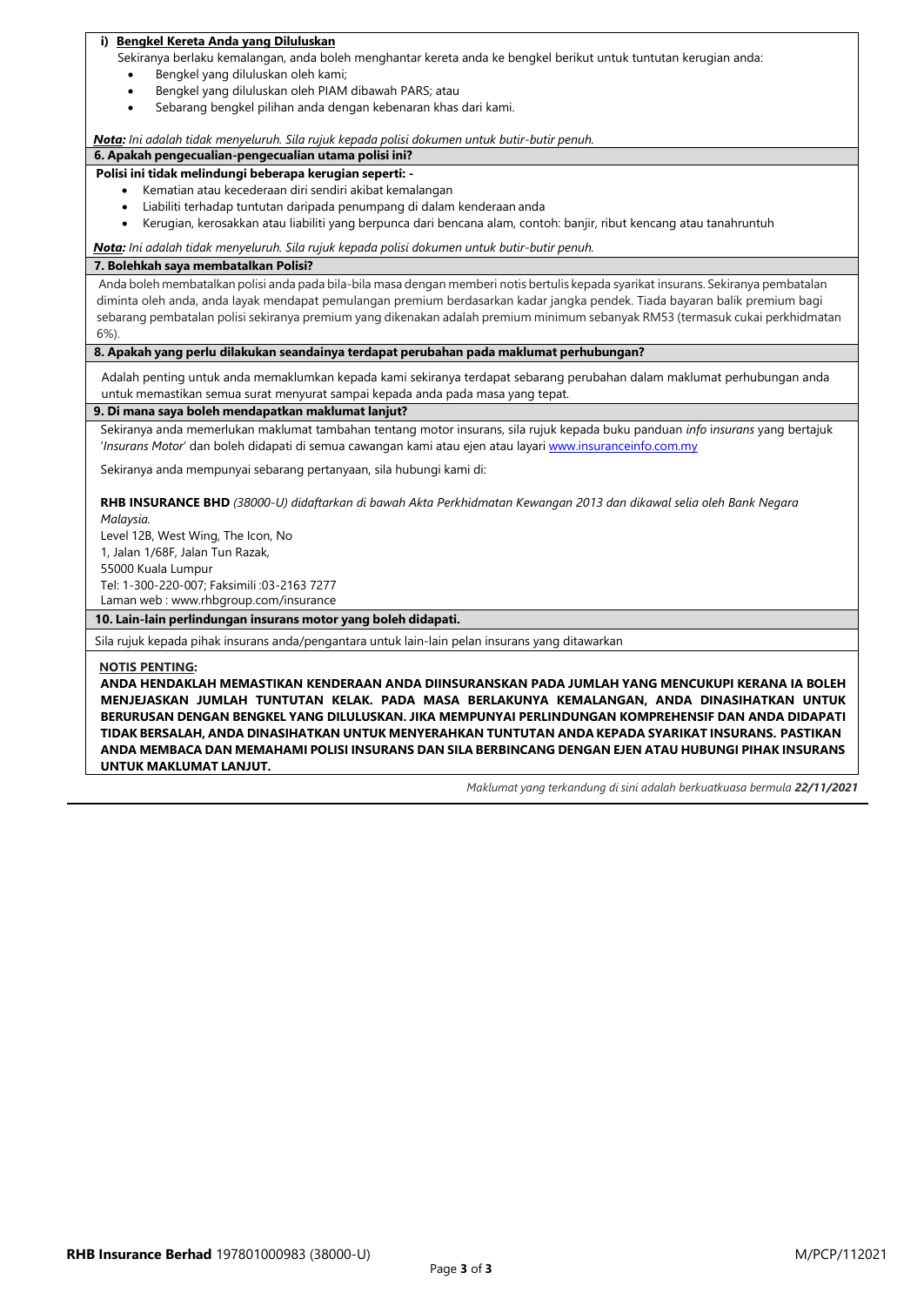**i) Bengkel Kereta Anda yang Diluluskan**

Sekiranya berlaku kemalangan, anda boleh menghantar kereta anda ke bengkel berikut untuk tuntutan kerugian anda:

- Bengkel yang diluluskan oleh kami;
- Bengkel yang diluluskan oleh PIAM dibawah PARS; atau
- Sebarang bengkel pilihan anda dengan kebenaran khas dari kami.

***Nota:*** *Ini adalah tidak menyeluruh. Sila rujuk kepada polisi dokumen untuk butir-butir penuh.*

**6. Apakah pengecualian-pengecualian utama polisi ini?**

**Polisi ini tidak melindungi beberapa kerugian seperti: -**

- Kematian atau kecederaan diri sendiri akibat kemalangan
- Liabiliti terhadap tuntutan daripada penumpang di dalam kenderaan anda
- Kerugian, kerosakkan atau liabiliti yang berpunca dari bencana alam, contoh: banjir, ribut kencang atau tanahruntuh

***Nota:*** *Ini adalah tidak menyeluruh. Sila rujuk kepada polisi dokumen untuk butir-butir penuh.*

**7. Bolehkah saya membatalkan Polisi?**

Anda boleh membatalkan polisi anda pada bila-bila masa dengan memberi notis bertulis kepada syarikat insurans. Sekiranya pembatalan diminta oleh anda, anda layak mendapat pemulangan premium berdasarkan kadar jangka pendek. Tiada bayaran balik premium bagi sebarang pembatalan polisi sekiranya premium yang dikenakan adalah premium minimum sebanyak RM53 (termasuk cukai perkhidmatan 6%).

**8. Apakah yang perlu dilakukan seandainya terdapat perubahan pada maklumat perhubungan?**

Adalah penting untuk anda memaklumkan kepada kami sekiranya terdapat sebarang perubahan dalam maklumat perhubungan anda untuk memastikan semua surat menyurat sampai kepada anda pada masa yang tepat.

**9. Di mana saya boleh mendapatkan maklumat lanjut?**

Sekiranya anda memerlukan maklumat tambahan tentang motor insurans, sila rujuk kepada buku panduan *info insurans* yang bertajuk '*Insurans Motor*' dan boleh didapati di semua cawangan kami atau ejen atau layari www.insuranceinfo.com.my

Sekiranya anda mempunyai sebarang pertanyaan, sila hubungi kami di:

**RHB INSURANCE BHD** *(38000-U) didaftarkan di bawah Akta Perkhidmatan Kewangan 2013 dan dikawal selia oleh Bank Negara Malaysia.*
Level 12B, West Wing, The Icon, No
1, Jalan 1/68F, Jalan Tun Razak,
55000 Kuala Lumpur
Tel: 1-300-220-007; Faksimili :03-2163 7277
Laman web : www.rhbgroup.com/insurance

**10. Lain-lain perlindungan insurans motor yang boleh didapati.**

Sila rujuk kepada pihak insurans anda/pengantara untuk lain-lain pelan insurans yang ditawarkan

**NOTIS PENTING:**

**ANDA HENDAKLAH MEMASTIKAN KENDERAAN ANDA DIINSURANSKAN PADA JUMLAH YANG MENCUKUPI KERANA IA BOLEH MENJEJASKAN JUMLAH TUNTUTAN KELAK. PADA MASA BERLAKUNYA KEMALANGAN, ANDA DINASIHATKAN UNTUK BERURUSAN DENGAN BENGKEL YANG DILULUSKAN. JIKA MEMPUNYAI PERLINDUNGAN KOMPREHENSIF DAN ANDA DIDAPATI TIDAK BERSALAH, ANDA DINASIHATKAN UNTUK MENYERAHKAN TUNTUTAN ANDA KEPADA SYARIKAT INSURANS. PASTIKAN ANDA MEMBACA DAN MEMAHAMI POLISI INSURANS DAN SILA BERBINCANG DENGAN EJEN ATAU HUBUNGI PIHAK INSURANS UNTUK MAKLUMAT LANJUT.**

*Maklumat yang terkandung di sini adalah berkuatkuasa bermula **22/11/2021***

**RHB Insurance Berhad** 197801000983 (38000-U) M/PCP/112021